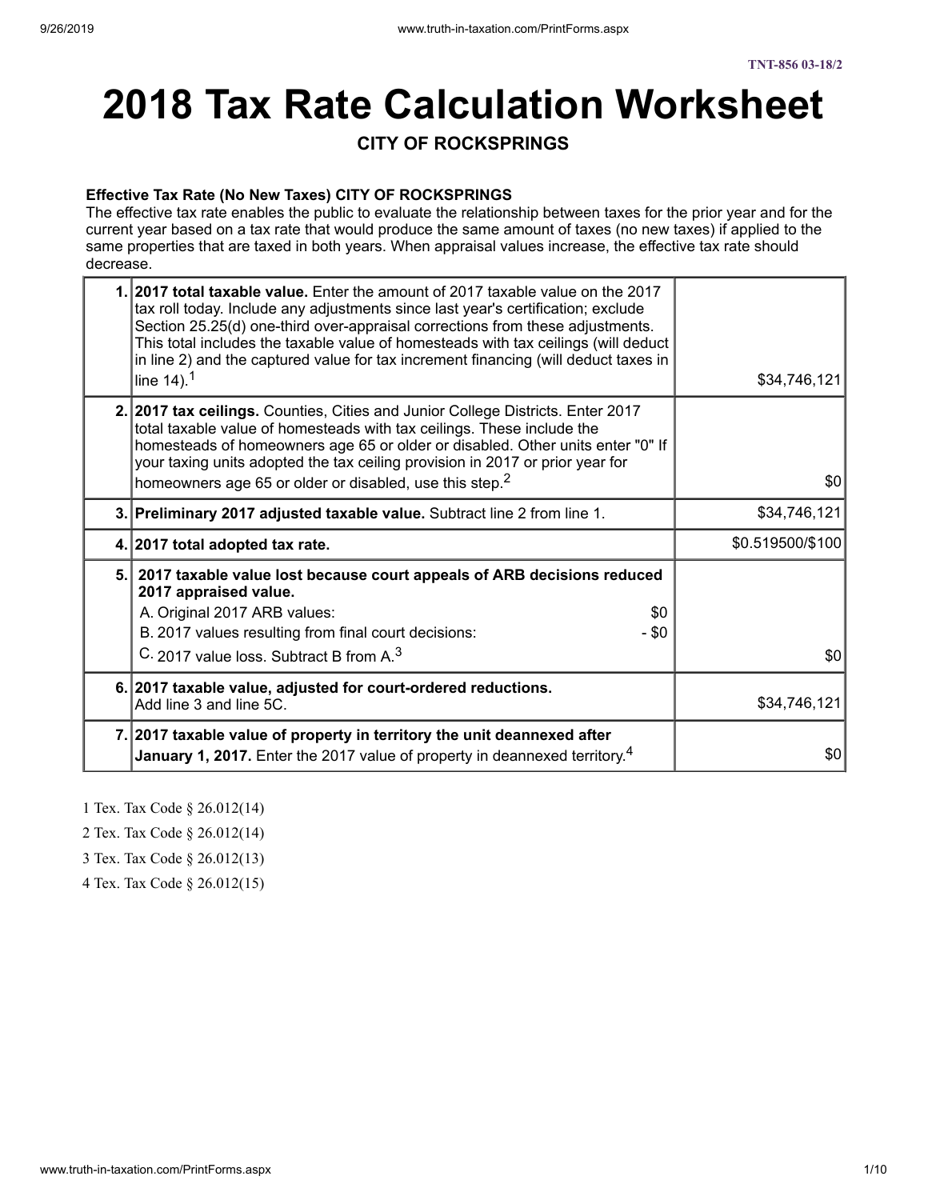TNT-856 03-18/2

# 2018 Tax Rate Calculation Worksheet

### CITY OF ROCKSPRINGS

**Effective Tax Rate (No New Taxes) CITY OF ROCKSPRINGS**

The effective tax rate enables the public to evaluate the relationship between taxes for the prior year and for the current year based on a tax rate that would produce the same amount of taxes (no new taxes) if applied to the same properties that are taxed in both years. When appraisal values increase, the effective tax rate should decrease.

| | | |
|---|---|---|
| 1. | **2017 total taxable value.** Enter the amount of 2017 taxable value on the 2017 tax roll today. Include any adjustments since last year's certification; exclude Section 25.25(d) one-third over-appraisal corrections from these adjustments. This total includes the taxable value of homesteads with tax ceilings (will deduct in line 2) and the captured value for tax increment financing (will deduct taxes in line 14).[1] | $34,746,121 |
| 2. | **2017 tax ceilings.** Counties, Cities and Junior College Districts. Enter 2017 total taxable value of homesteads with tax ceilings. These include the homesteads of homeowners age 65 or older or disabled. Other units enter "0" If your taxing units adopted the tax ceiling provision in 2017 or prior year for homeowners age 65 or older or disabled, use this step.[2] | $0 |
| 3. | **Preliminary 2017 adjusted taxable value.** Subtract line 2 from line 1. | $34,746,121 |
| 4. | **2017 total adopted tax rate.** | $0.519500/$100 |
| 5. | **2017 taxable value lost because court appeals of ARB decisions reduced 2017 appraised value.**<br>A. Original 2017 ARB values: $0<br>B. 2017 values resulting from final court decisions: - $0<br>C. 2017 value loss. Subtract B from A.[3] | $0 |
| 6. | **2017 taxable value, adjusted for court-ordered reductions.** Add line 3 and line 5C. | $34,746,121 |
| 7. | **2017 taxable value of property in territory the unit deannexed after January 1, 2017.** Enter the 2017 value of property in deannexed territory.[4] | $0 |

1 Tex. Tax Code § 26.012(14)

2 Tex. Tax Code § 26.012(14)

3 Tex. Tax Code § 26.012(13)

4 Tex. Tax Code § 26.012(15)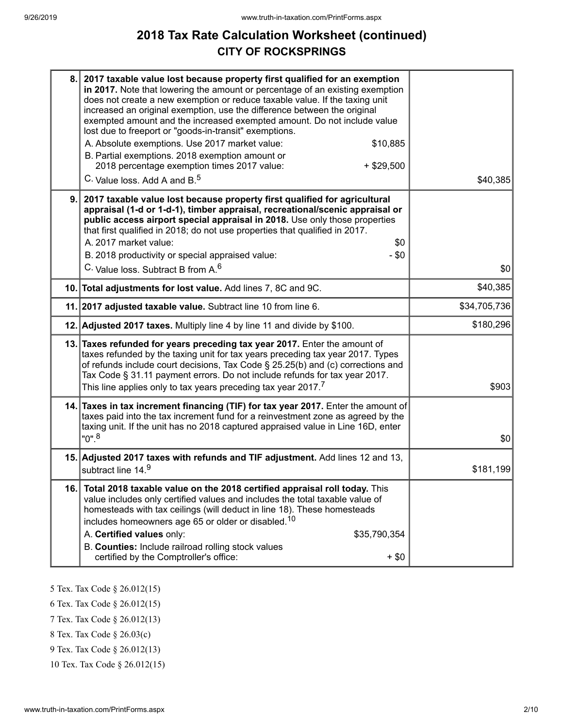# 2018 Tax Rate Calculation Worksheet (continued)

## CITY OF ROCKSPRINGS

| Line | Description | Amount |
|---|---|---|
| 8. | **2017 taxable value lost because property first qualified for an exemption in 2017.** Note that lowering the amount or percentage of an existing exemption does not create a new exemption or reduce taxable value. If the taxing unit increased an original exemption, use the difference between the original exempted amount and the increased exempted amount. Do not include value lost due to freeport or "goods-in-transit" exemptions.<br>A. Absolute exemptions. Use 2017 market value: $10,885<br>B. Partial exemptions. 2018 exemption amount or 2018 percentage exemption times 2017 value: + $29,500<br>C. Value loss. Add A and B.[5] | $40,385 |
| 9. | **2017 taxable value lost because property first qualified for agricultural appraisal (1-d or 1-d-1), timber appraisal, recreational/scenic appraisal or public access airport special appraisal in 2018.** Use only those properties that first qualified in 2018; do not use properties that qualified in 2017.<br>A. 2017 market value: $0<br>B. 2018 productivity or special appraised value: - $0<br>C. Value loss. Subtract B from A.[6] | $0 |
| 10. | **Total adjustments for lost value.** Add lines 7, 8C and 9C. | $40,385 |
| 11. | **2017 adjusted taxable value.** Subtract line 10 from line 6. | $34,705,736 |
| 12. | **Adjusted 2017 taxes.** Multiply line 4 by line 11 and divide by $100. | $180,296 |
| 13. | **Taxes refunded for years preceding tax year 2017.** Enter the amount of taxes refunded by the taxing unit for tax years preceding tax year 2017. Types of refunds include court decisions, Tax Code § 25.25(b) and (c) corrections and Tax Code § 31.11 payment errors. Do not include refunds for tax year 2017. This line applies only to tax years preceding tax year 2017.[7] | $903 |
| 14. | **Taxes in tax increment financing (TIF) for tax year 2017.** Enter the amount of taxes paid into the tax increment fund for a reinvestment zone as agreed by the taxing unit. If the unit has no 2018 captured appraised value in Line 16D, enter "0".[8] | $0 |
| 15. | **Adjusted 2017 taxes with refunds and TIF adjustment.** Add lines 12 and 13, subtract line 14.[9] | $181,199 |
| 16. | **Total 2018 taxable value on the 2018 certified appraisal roll today.** This value includes only certified values and includes the total taxable value of homesteads with tax ceilings (will deduct in line 18). These homesteads includes homeowners age 65 or older or disabled.[10]<br>A. **Certified values** only: $35,790,354<br>B. **Counties:** Include railroad rolling stock values certified by the Comptroller's office: + $0 | |

5 Tex. Tax Code § 26.012(15)

6 Tex. Tax Code § 26.012(15)

7 Tex. Tax Code § 26.012(13)

8 Tex. Tax Code § 26.03(c)

9 Tex. Tax Code § 26.012(13)

10 Tex. Tax Code § 26.012(15)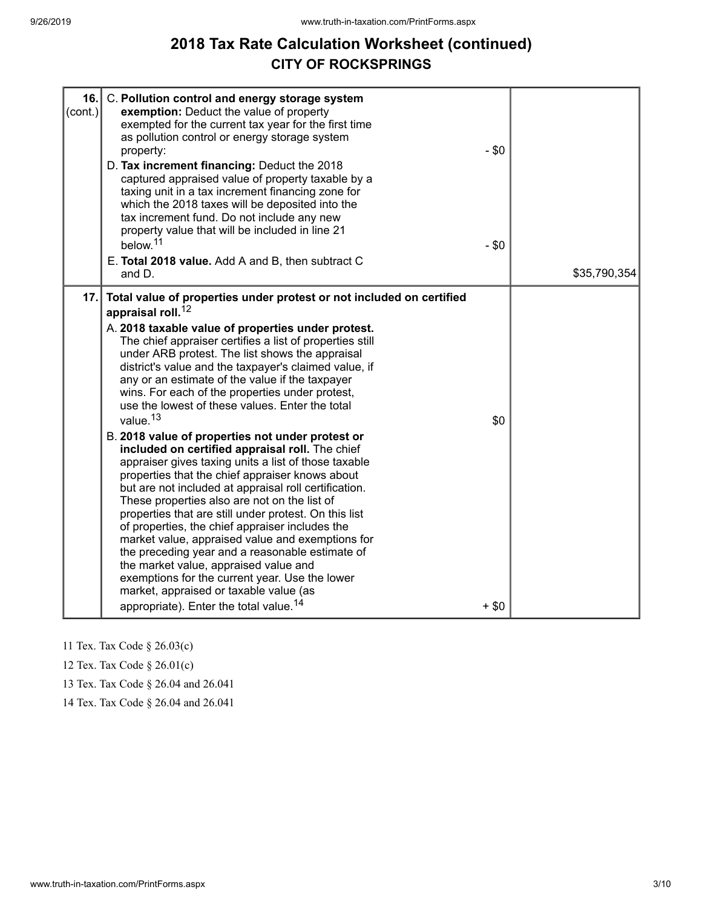# 2018 Tax Rate Calculation Worksheet (continued)

## CITY OF ROCKSPRINGS

| | | |
|---|---|---|
| 16. (cont.) | C. **Pollution control and energy storage system exemption:** Deduct the value of property exempted for the current tax year for the first time as pollution control or energy storage system property: - $0<br>D. **Tax increment financing:** Deduct the 2018 captured appraised value of property taxable by a taxing unit in a tax increment financing zone for which the 2018 taxes will be deposited into the tax increment fund. Do not include any new property value that will be included in line 21 below.[11] - $0<br>E. **Total 2018 value.** Add A and B, then subtract C and D. | $35,790,354 |
| 17. | **Total value of properties under protest or not included on certified appraisal roll.**[12]<br>A. **2018 taxable value of properties under protest.** The chief appraiser certifies a list of properties still under ARB protest. The list shows the appraisal district's value and the taxpayer's claimed value, if any or an estimate of the value if the taxpayer wins. For each of the properties under protest, use the lowest of these values. Enter the total value.[13] $0<br>B. **2018 value of properties not under protest or included on certified appraisal roll.** The chief appraiser gives taxing units a list of those taxable properties that the chief appraiser knows about but are not included at appraisal roll certification. These properties also are not on the list of properties that are still under protest. On this list of properties, the chief appraiser includes the market value, appraised value and exemptions for the preceding year and a reasonable estimate of the market value, appraised value and exemptions for the current year. Use the lower market, appraised or taxable value (as appropriate). Enter the total value.[14] + $0 | |

11 Tex. Tax Code § 26.03(c)

12 Tex. Tax Code § 26.01(c)

13 Tex. Tax Code § 26.04 and 26.041

14 Tex. Tax Code § 26.04 and 26.041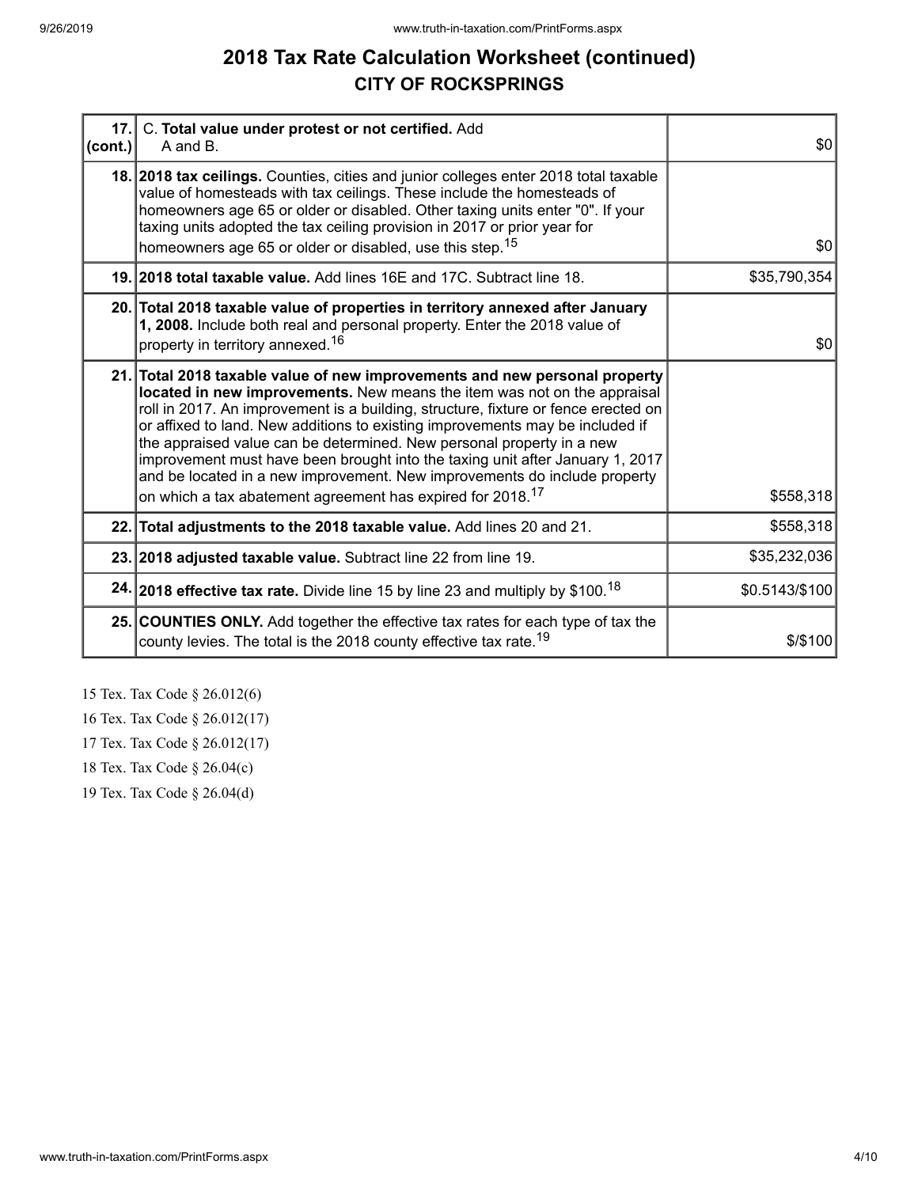# 2018 Tax Rate Calculation Worksheet (continued)

## CITY OF ROCKSPRINGS

| | | |
|---|---|---|
| **17. (cont.)** | C. **Total value under protest or not certified.** Add A and B. | $0 |
| **18.** | **2018 tax ceilings.** Counties, cities and junior colleges enter 2018 total taxable value of homesteads with tax ceilings. These include the homesteads of homeowners age 65 or older or disabled. Other taxing units enter "0". If your taxing units adopted the tax ceiling provision in 2017 or prior year for homeowners age 65 or older or disabled, use this step.[15] | $0 |
| **19.** | **2018 total taxable value.** Add lines 16E and 17C. Subtract line 18. | $35,790,354 |
| **20.** | **Total 2018 taxable value of properties in territory annexed after January 1, 2008.** Include both real and personal property. Enter the 2018 value of property in territory annexed.[16] | $0 |
| **21.** | **Total 2018 taxable value of new improvements and new personal property located in new improvements.** New means the item was not on the appraisal roll in 2017. An improvement is a building, structure, fixture or fence erected on or affixed to land. New additions to existing improvements may be included if the appraised value can be determined. New personal property in a new improvement must have been brought into the taxing unit after January 1, 2017 and be located in a new improvement. New improvements do include property on which a tax abatement agreement has expired for 2018.[17] | $558,318 |
| **22.** | **Total adjustments to the 2018 taxable value.** Add lines 20 and 21. | $558,318 |
| **23.** | **2018 adjusted taxable value.** Subtract line 22 from line 19. | $35,232,036 |
| **24.** | **2018 effective tax rate.** Divide line 15 by line 23 and multiply by $100.[18] | $0.5143/$100 |
| **25.** | **COUNTIES ONLY.** Add together the effective tax rates for each type of tax the county levies. The total is the 2018 county effective tax rate.[19] | $/$100 |

15 Tex. Tax Code § 26.012(6)

16 Tex. Tax Code § 26.012(17)

17 Tex. Tax Code § 26.012(17)

18 Tex. Tax Code § 26.04(c)

19 Tex. Tax Code § 26.04(d)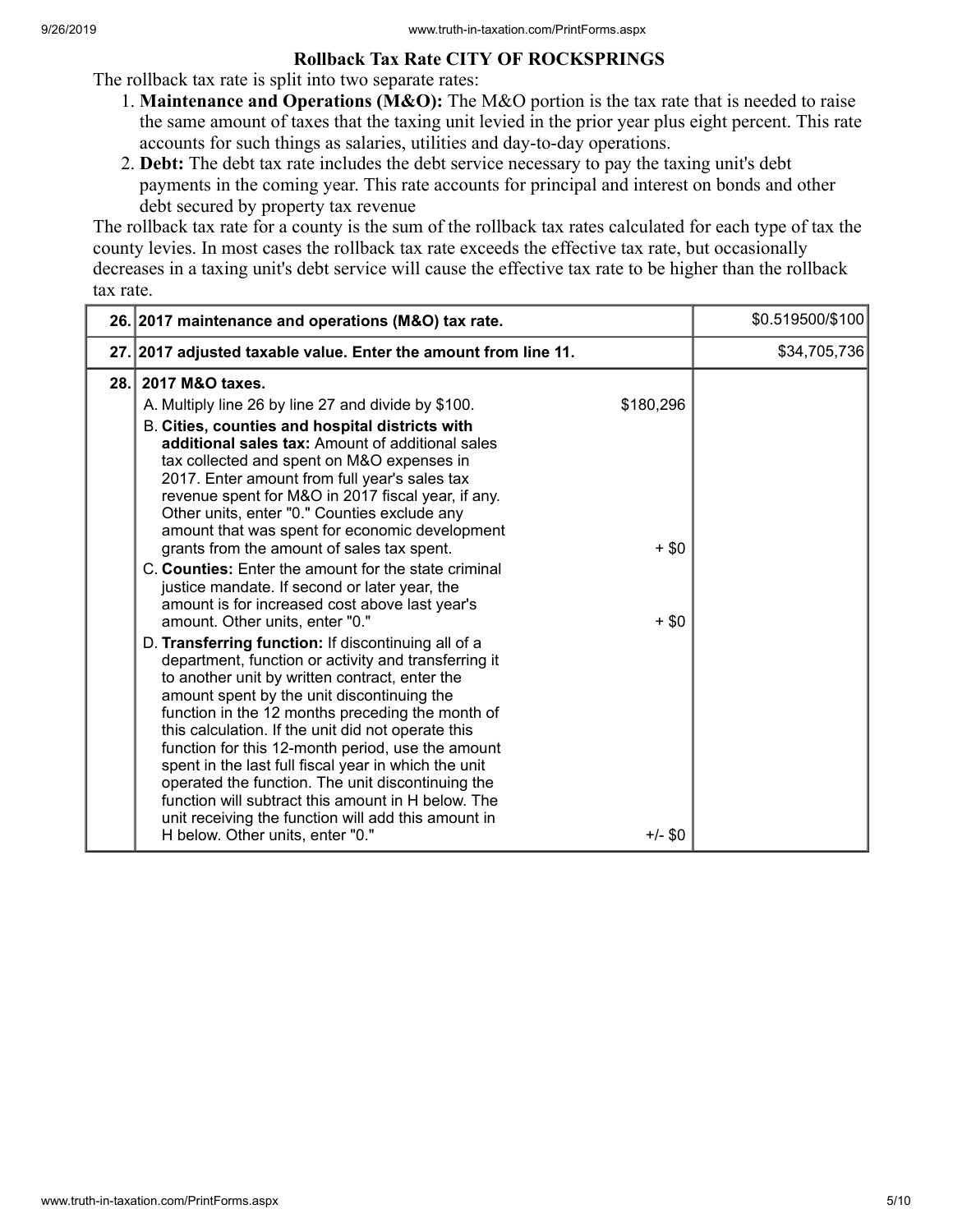## Rollback Tax Rate CITY OF ROCKSPRINGS

The rollback tax rate is split into two separate rates:

1. **Maintenance and Operations (M&O):** The M&O portion is the tax rate that is needed to raise the same amount of taxes that the taxing unit levied in the prior year plus eight percent. This rate accounts for such things as salaries, utilities and day-to-day operations.
2. **Debt:** The debt tax rate includes the debt service necessary to pay the taxing unit's debt payments in the coming year. This rate accounts for principal and interest on bonds and other debt secured by property tax revenue

The rollback tax rate for a county is the sum of the rollback tax rates calculated for each type of tax the county levies. In most cases the rollback tax rate exceeds the effective tax rate, but occasionally decreases in a taxing unit's debt service will cause the effective tax rate to be higher than the rollback tax rate.

| | | | |
|---|---|---|---|
| 26. | **2017 maintenance and operations (M&O) tax rate.** | | $0.519500/$100 |
| 27. | **2017 adjusted taxable value. Enter the amount from line 11.** | | $34,705,736 |
| 28. | **2017 M&O taxes.** | | |
| | A. Multiply line 26 by line 27 and divide by $100. | $180,296 | |
| | B. **Cities, counties and hospital districts with additional sales tax:** Amount of additional sales tax collected and spent on M&O expenses in 2017. Enter amount from full year's sales tax revenue spent for M&O in 2017 fiscal year, if any. Other units, enter "0." Counties exclude any amount that was spent for economic development grants from the amount of sales tax spent. | + $0 | |
| | C. **Counties:** Enter the amount for the state criminal justice mandate. If second or later year, the amount is for increased cost above last year's amount. Other units, enter "0." | + $0 | |
| | D. **Transferring function:** If discontinuing all of a department, function or activity and transferring it to another unit by written contract, enter the amount spent by the unit discontinuing the function in the 12 months preceding the month of this calculation. If the unit did not operate this function for this 12-month period, use the amount spent in the last full fiscal year in which the unit operated the function. The unit discontinuing the function will subtract this amount in H below. The unit receiving the function will add this amount in H below. Other units, enter "0." | +/- $0 | |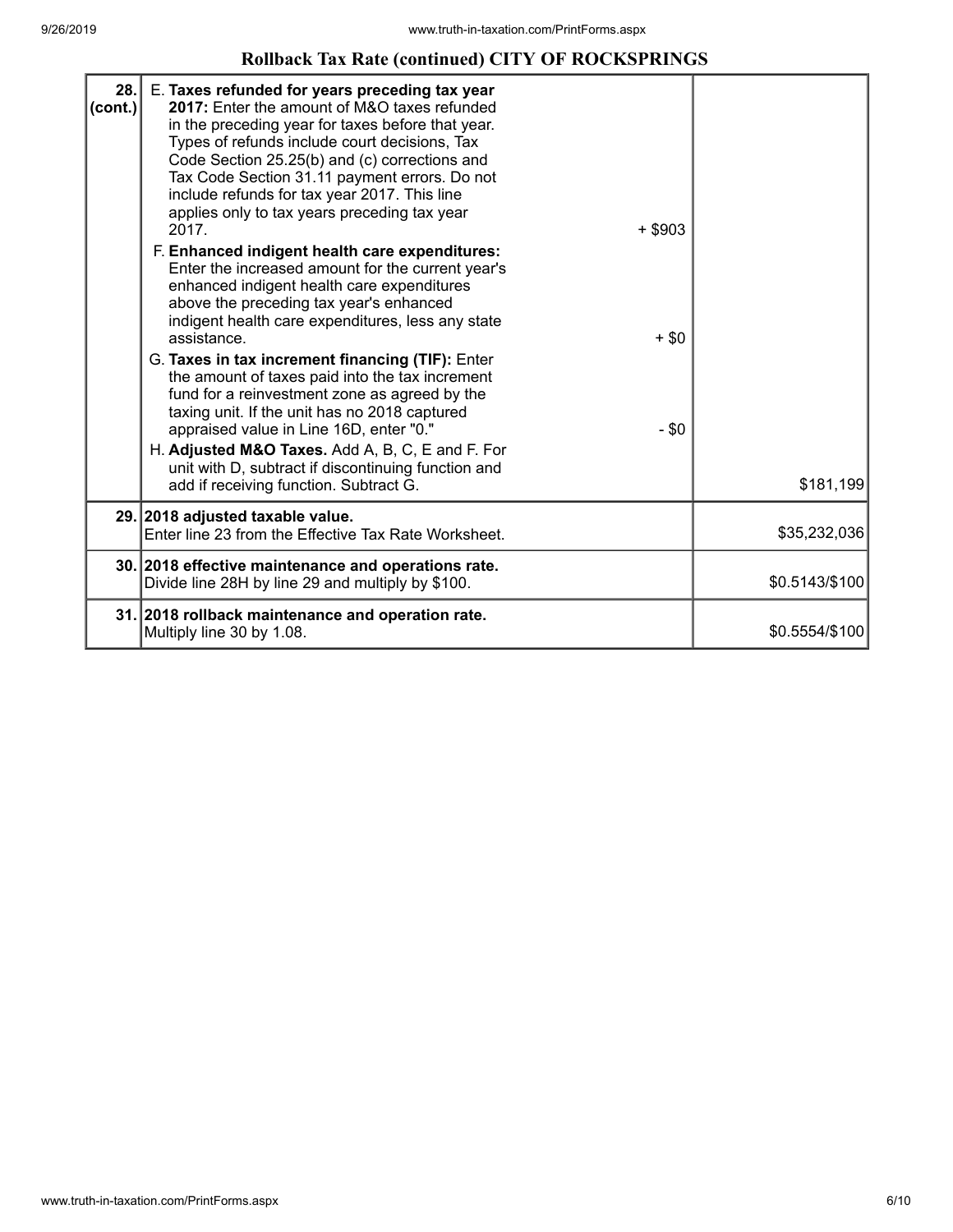## Rollback Tax Rate (continued) CITY OF ROCKSPRINGS

| | | | |
|---|---|---|---|
| 28. (cont.) | E. **Taxes refunded for years preceding tax year 2017:** Enter the amount of M&O taxes refunded in the preceding year for taxes before that year. Types of refunds include court decisions, Tax Code Section 25.25(b) and (c) corrections and Tax Code Section 31.11 payment errors. Do not include refunds for tax year 2017. This line applies only to tax years preceding tax year 2017. | + $903 | |
| | F. **Enhanced indigent health care expenditures:** Enter the increased amount for the current year's enhanced indigent health care expenditures above the preceding tax year's enhanced indigent health care expenditures, less any state assistance. | + $0 | |
| | G. **Taxes in tax increment financing (TIF):** Enter the amount of taxes paid into the tax increment fund for a reinvestment zone as agreed by the taxing unit. If the unit has no 2018 captured appraised value in Line 16D, enter "0." | - $0 | |
| | H. **Adjusted M&O Taxes.** Add A, B, C, E and F. For unit with D, subtract if discontinuing function and add if receiving function. Subtract G. | | $181,199 |
| 29. | **2018 adjusted taxable value.** Enter line 23 from the Effective Tax Rate Worksheet. | | $35,232,036 |
| 30. | **2018 effective maintenance and operations rate.** Divide line 28H by line 29 and multiply by $100. | | $0.5143/$100 |
| 31. | **2018 rollback maintenance and operation rate.** Multiply line 30 by 1.08. | | $0.5554/$100 |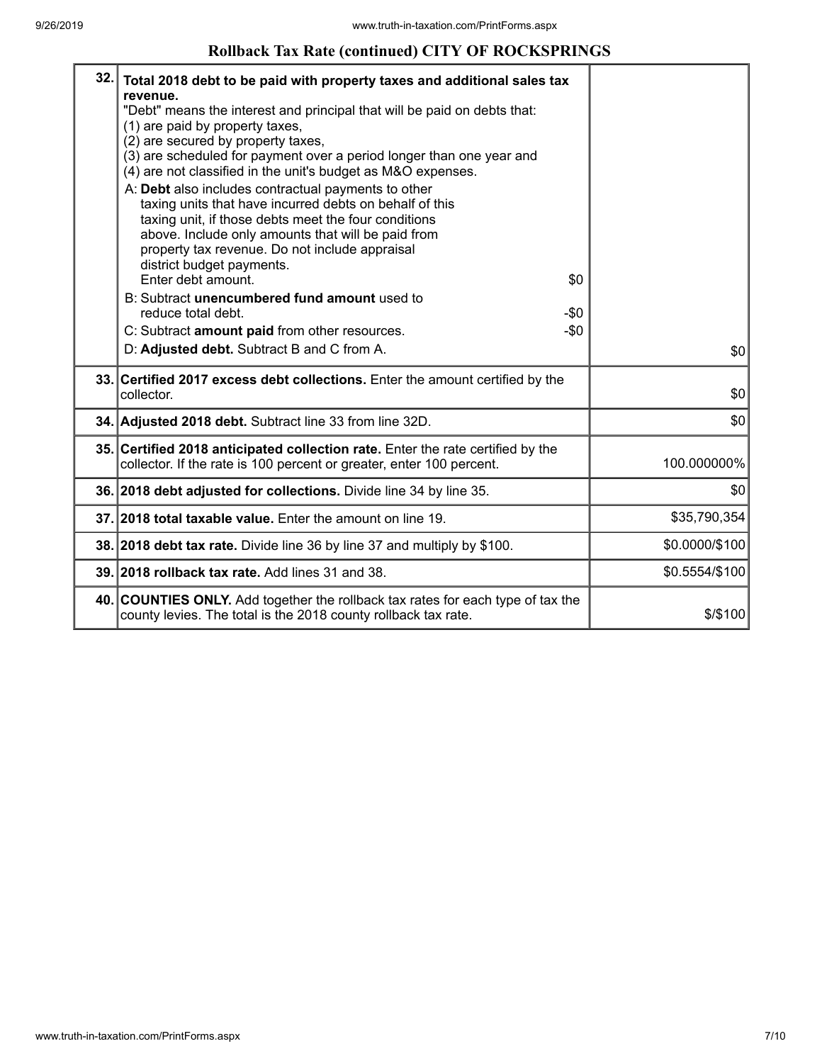## Rollback Tax Rate (continued) CITY OF ROCKSPRINGS

| | | |
|---|---|---|
| 32. | **Total 2018 debt to be paid with property taxes and additional sales tax revenue.**<br>"Debt" means the interest and principal that will be paid on debts that:<br>(1) are paid by property taxes,<br>(2) are secured by property taxes,<br>(3) are scheduled for payment over a period longer than one year and<br>(4) are not classified in the unit's budget as M&O expenses.<br>A: **Debt** also includes contractual payments to other taxing units that have incurred debts on behalf of this taxing unit, if those debts meet the four conditions above. Include only amounts that will be paid from property tax revenue. Do not include appraisal district budget payments.<br>Enter debt amount. $0<br>B: Subtract **unencumbered fund amount** used to reduce total debt. -$0<br>C: Subtract **amount paid** from other resources. -$0<br>D: **Adjusted debt.** Subtract B and C from A. | $0 |
| 33. | **Certified 2017 excess debt collections.** Enter the amount certified by the collector. | $0 |
| 34. | **Adjusted 2018 debt.** Subtract line 33 from line 32D. | $0 |
| 35. | **Certified 2018 anticipated collection rate.** Enter the rate certified by the collector. If the rate is 100 percent or greater, enter 100 percent. | 100.000000% |
| 36. | **2018 debt adjusted for collections.** Divide line 34 by line 35. | $0 |
| 37. | **2018 total taxable value.** Enter the amount on line 19. | $35,790,354 |
| 38. | **2018 debt tax rate.** Divide line 36 by line 37 and multiply by $100. | $0.0000/$100 |
| 39. | **2018 rollback tax rate.** Add lines 31 and 38. | $0.5554/$100 |
| 40. | **COUNTIES ONLY.** Add together the rollback tax rates for each type of tax the county levies. The total is the 2018 county rollback tax rate. | $/$100 |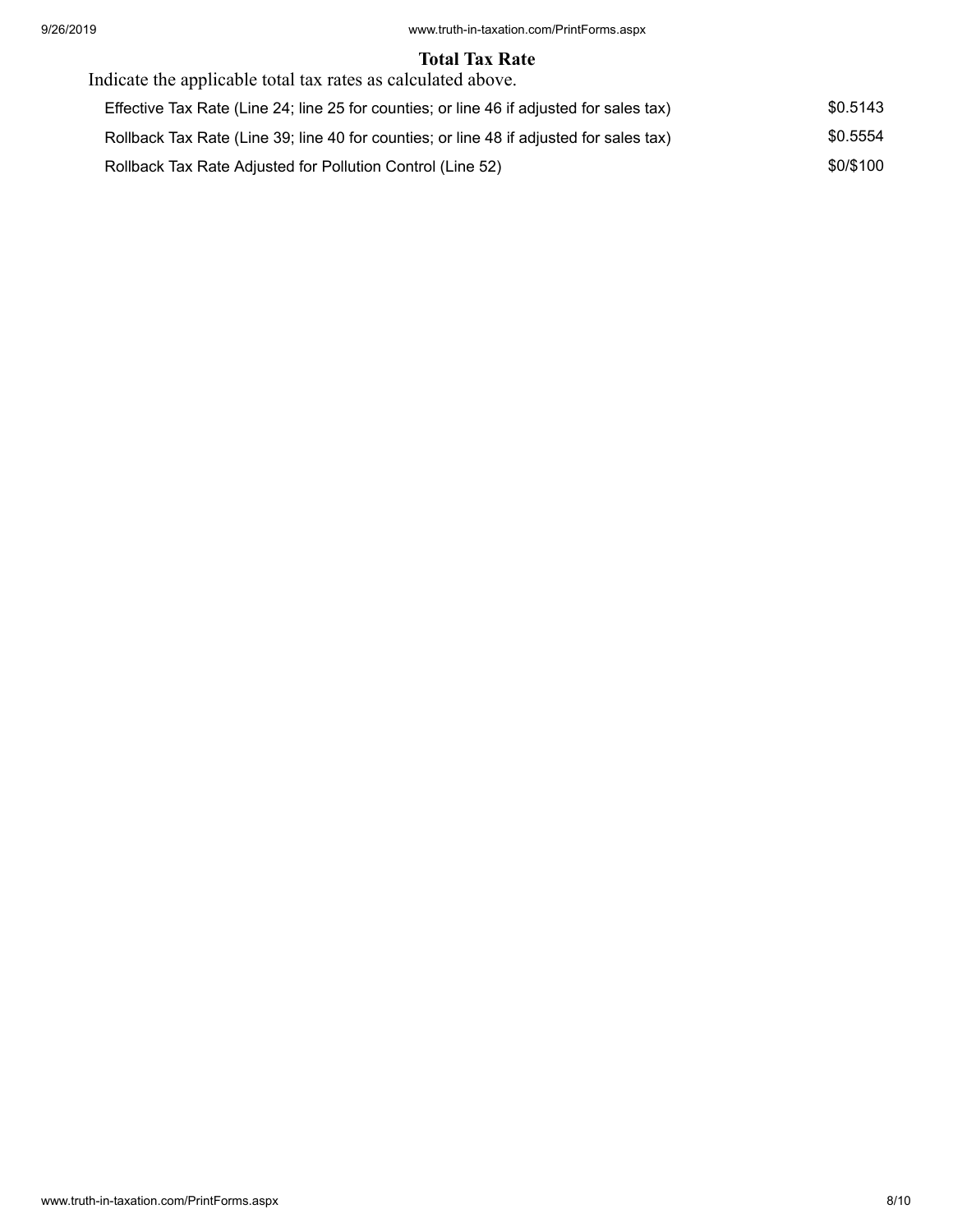## Total Tax Rate

Indicate the applicable total tax rates as calculated above.

| | |
|---|---|
| Effective Tax Rate (Line 24; line 25 for counties; or line 46 if adjusted for sales tax) | $0.5143 |
| Rollback Tax Rate (Line 39; line 40 for counties; or line 48 if adjusted for sales tax) | $0.5554 |
| Rollback Tax Rate Adjusted for Pollution Control (Line 52) | $0/$100 |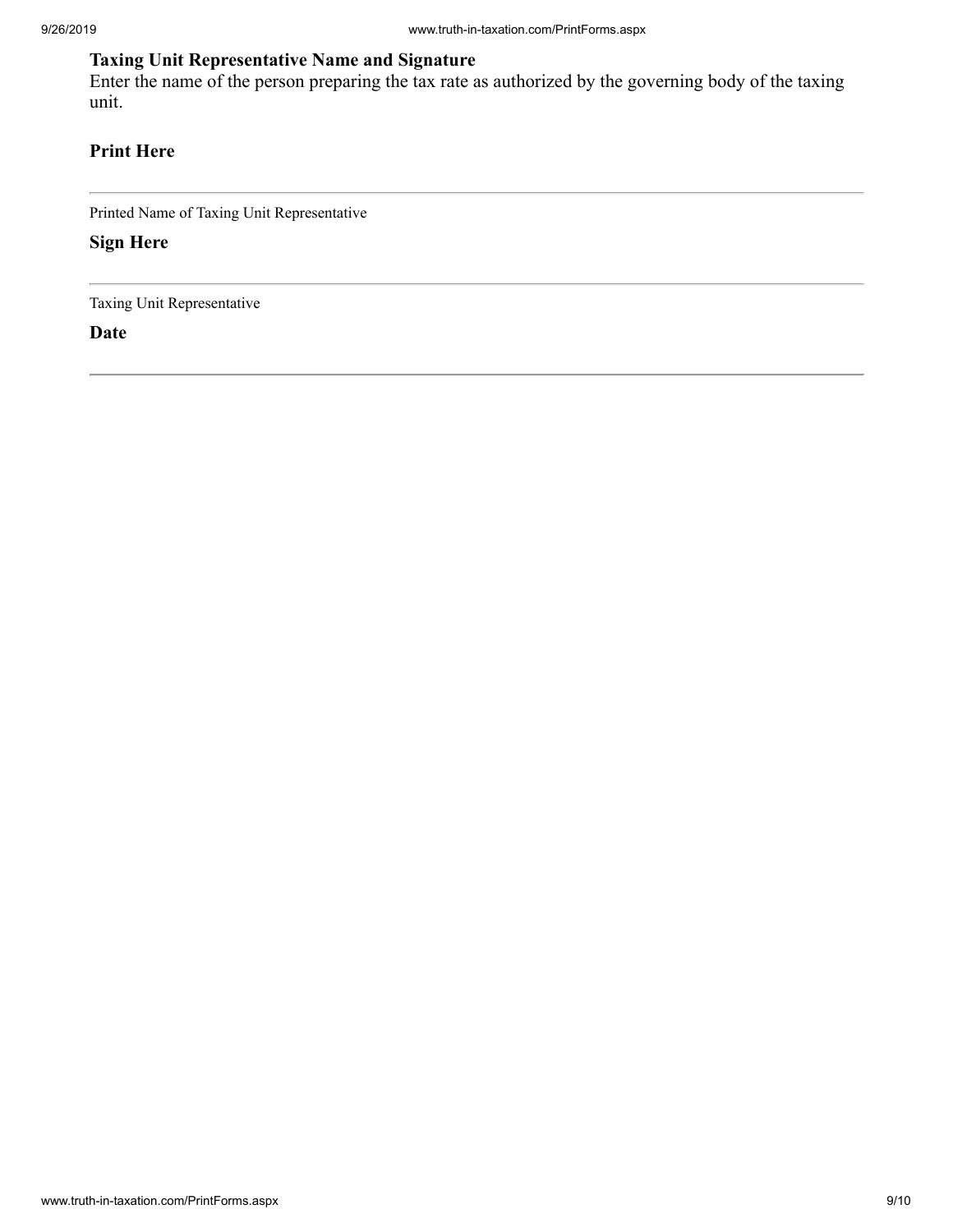### Taxing Unit Representative Name and Signature

Enter the name of the person preparing the tax rate as authorized by the governing body of the taxing unit.

**Print Here**

---

Printed Name of Taxing Unit Representative

**Sign Here**

---

Taxing Unit Representative

**Date**

---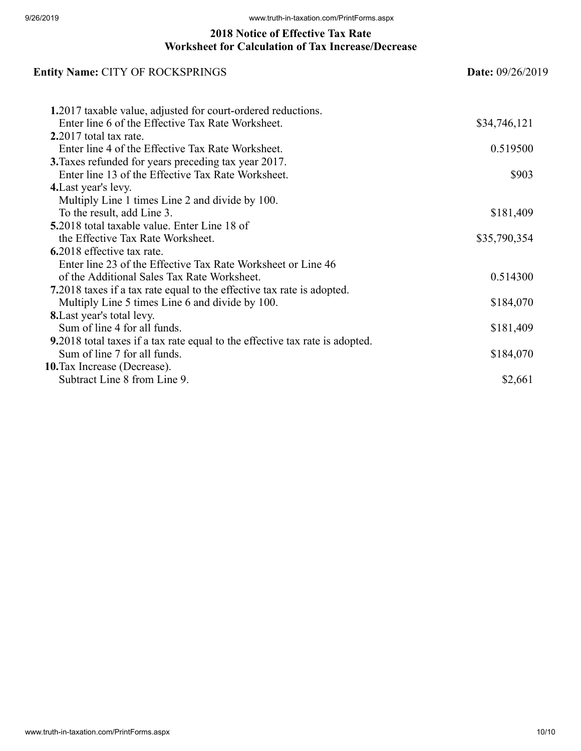## 2018 Notice of Effective Tax Rate
## Worksheet for Calculation of Tax Increase/Decrease

**Entity Name:** CITY OF ROCKSPRINGS **Date:** 09/26/2019

| | |
|---|---|
| **1.** 2017 taxable value, adjusted for court-ordered reductions. Enter line 6 of the Effective Tax Rate Worksheet. | $34,746,121 |
| **2.** 2017 total tax rate. Enter line 4 of the Effective Tax Rate Worksheet. | 0.519500 |
| **3.** Taxes refunded for years preceding tax year 2017. Enter line 13 of the Effective Tax Rate Worksheet. | $903 |
| **4.** Last year's levy. Multiply Line 1 times Line 2 and divide by 100. To the result, add Line 3. | $181,409 |
| **5.** 2018 total taxable value. Enter Line 18 of the Effective Tax Rate Worksheet. | $35,790,354 |
| **6.** 2018 effective tax rate. Enter line 23 of the Effective Tax Rate Worksheet or Line 46 of the Additional Sales Tax Rate Worksheet. | 0.514300 |
| **7.** 2018 taxes if a tax rate equal to the effective tax rate is adopted. Multiply Line 5 times Line 6 and divide by 100. | $184,070 |
| **8.** Last year's total levy. Sum of line 4 for all funds. | $181,409 |
| **9.** 2018 total taxes if a tax rate equal to the effective tax rate is adopted. Sum of line 7 for all funds. | $184,070 |
| **10.** Tax Increase (Decrease). Subtract Line 8 from Line 9. | $2,661 |